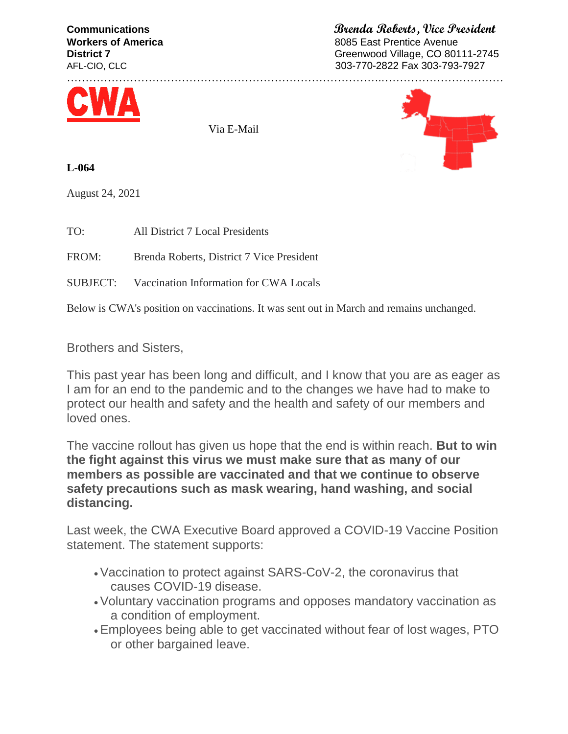**Communications Workers of America District 7**
AFL-CIO, CLC

**Brenda Roberts, Vice President**
8085 East Prentice Avenue
Greenwood Village, CO 80111-2745
303-770-2822 Fax 303-793-7927

CWA

Via E-Mail

**L-064**

August 24, 2021

TO: All District 7 Local Presidents

FROM: Brenda Roberts, District 7 Vice President

SUBJECT: Vaccination Information for CWA Locals

Below is CWA's position on vaccinations. It was sent out in March and remains unchanged.

Brothers and Sisters,

This past year has been long and difficult, and I know that you are as eager as I am for an end to the pandemic and to the changes we have had to make to protect our health and safety and the health and safety of our members and loved ones.

The vaccine rollout has given us hope that the end is within reach. **But to win the fight against this virus we must make sure that as many of our members as possible are vaccinated and that we continue to observe safety precautions such as mask wearing, hand washing, and social distancing.**

Last week, the CWA Executive Board approved a COVID-19 Vaccine Position statement. The statement supports:

- Vaccination to protect against SARS-CoV-2, the coronavirus that causes COVID-19 disease.
- Voluntary vaccination programs and opposes mandatory vaccination as a condition of employment.
- Employees being able to get vaccinated without fear of lost wages, PTO or other bargained leave.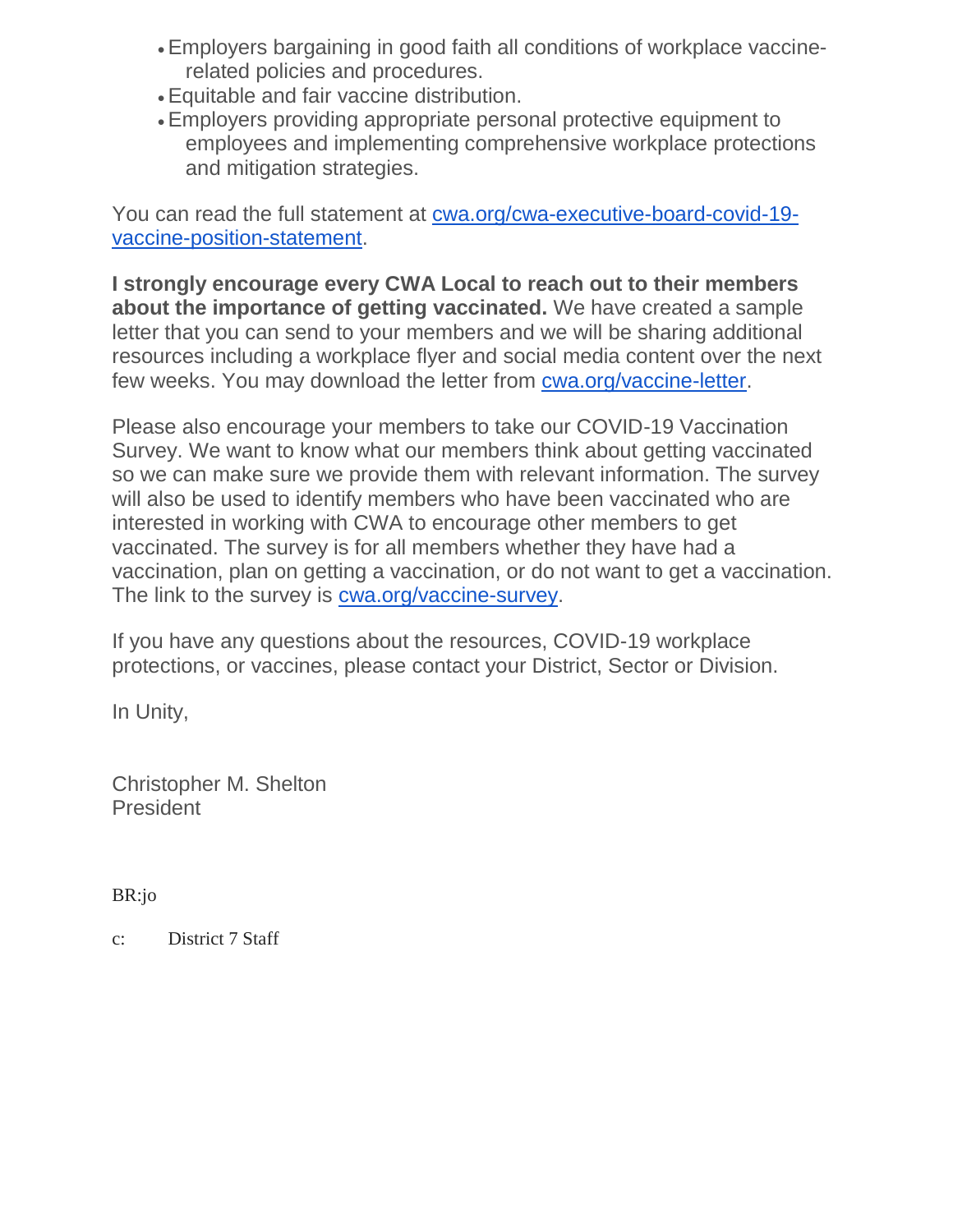- Employers bargaining in good faith all conditions of workplace vaccine-related policies and procedures.
- Equitable and fair vaccine distribution.
- Employers providing appropriate personal protective equipment to employees and implementing comprehensive workplace protections and mitigation strategies.

You can read the full statement at [cwa.org/cwa-executive-board-covid-19-vaccine-position-statement](cwa.org/cwa-executive-board-covid-19-vaccine-position-statement).

**I strongly encourage every CWA Local to reach out to their members about the importance of getting vaccinated.** We have created a sample letter that you can send to your members and we will be sharing additional resources including a workplace flyer and social media content over the next few weeks. You may download the letter from [cwa.org/vaccine-letter](cwa.org/vaccine-letter).

Please also encourage your members to take our COVID-19 Vaccination Survey. We want to know what our members think about getting vaccinated so we can make sure we provide them with relevant information. The survey will also be used to identify members who have been vaccinated who are interested in working with CWA to encourage other members to get vaccinated. The survey is for all members whether they have had a vaccination, plan on getting a vaccination, or do not want to get a vaccination. The link to the survey is [cwa.org/vaccine-survey](cwa.org/vaccine-survey).

If you have any questions about the resources, COVID-19 workplace protections, or vaccines, please contact your District, Sector or Division.

In Unity,

Christopher M. Shelton
President

BR:jo

c: District 7 Staff